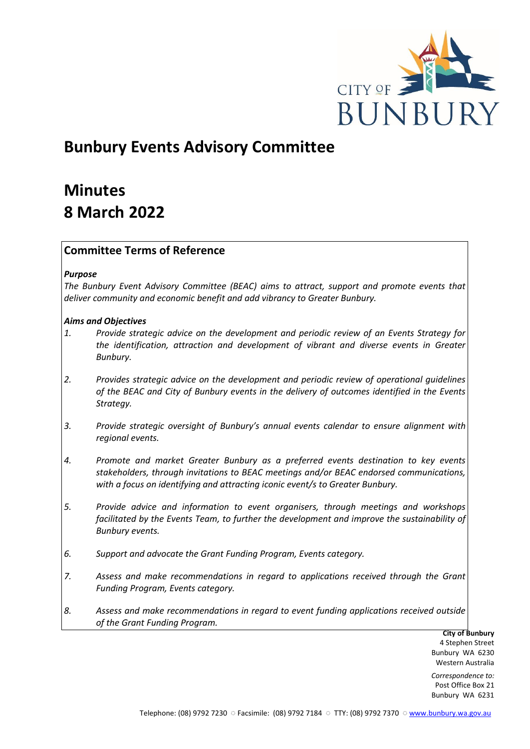# Bunbury Events Advisory Committee

# Minutes
# 8 March 2022

## Committee Terms of Reference

***Purpose***

*The Bunbury Event Advisory Committee (BEAC) aims to attract, support and promote events that deliver community and economic benefit and add vibrancy to Greater Bunbury.*

***Aims and Objectives***

1. *Provide strategic advice on the development and periodic review of an Events Strategy for the identification, attraction and development of vibrant and diverse events in Greater Bunbury.*

2. *Provides strategic advice on the development and periodic review of operational guidelines of the BEAC and City of Bunbury events in the delivery of outcomes identified in the Events Strategy.*

3. *Provide strategic oversight of Bunbury's annual events calendar to ensure alignment with regional events.*

4. *Promote and market Greater Bunbury as a preferred events destination to key events stakeholders, through invitations to BEAC meetings and/or BEAC endorsed communications, with a focus on identifying and attracting iconic event/s to Greater Bunbury.*

5. *Provide advice and information to event organisers, through meetings and workshops facilitated by the Events Team, to further the development and improve the sustainability of Bunbury events.*

6. *Support and advocate the Grant Funding Program, Events category.*

7. *Assess and make recommendations in regard to applications received through the Grant Funding Program, Events category.*

8. *Assess and make recommendations in regard to event funding applications received outside of the Grant Funding Program.*

**City of Bunbury**
4 Stephen Street
Bunbury WA 6230
Western Australia

*Correspondence to:*
Post Office Box 21
Bunbury WA 6231

Telephone: (08) 9792 7230 ○ Facsimile: (08) 9792 7184 ○ TTY: (08) 9792 7370 ○ www.bunbury.wa.gov.au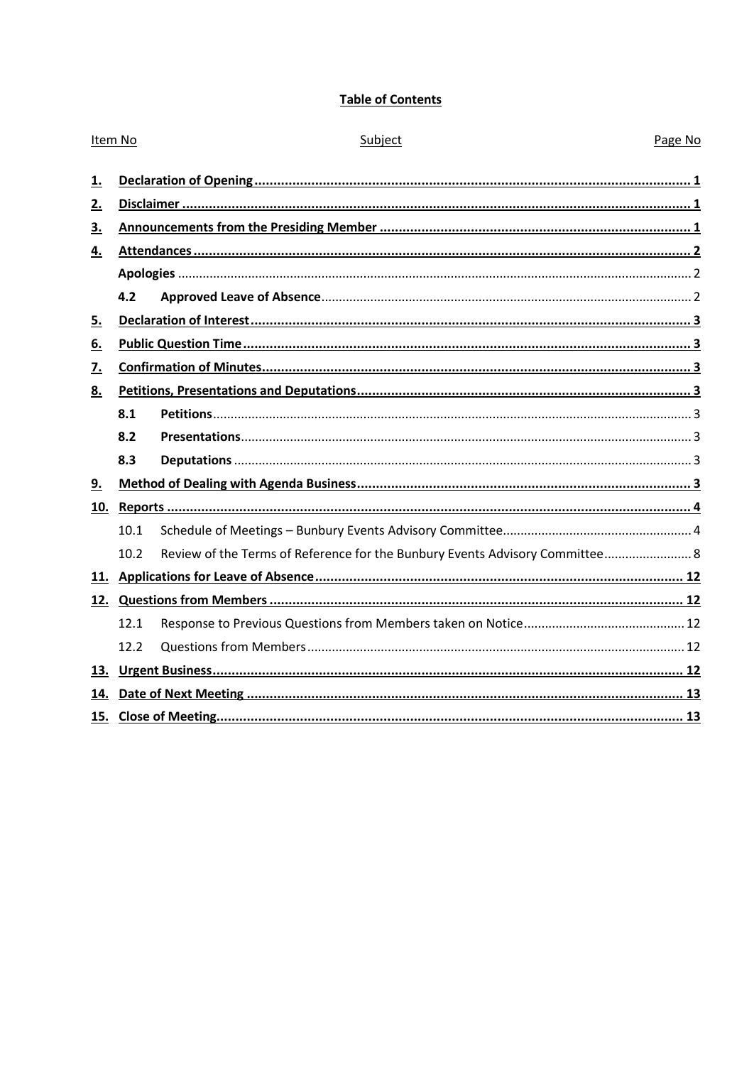# Table of Contents

| Item No | | Subject | Page No |
|---|---|---|---|
| **1.** | | **Declaration of Opening** | **1** |
| **2.** | | **Disclaimer** | **1** |
| **3.** | | **Announcements from the Presiding Member** | **1** |
| **4.** | | **Attendances** | **2** |
| | | **Apologies** | 2 |
| | **4.2** | **Approved Leave of Absence** | 2 |
| **5.** | | **Declaration of Interest** | **3** |
| **6.** | | **Public Question Time** | **3** |
| **7.** | | **Confirmation of Minutes** | **3** |
| **8.** | | **Petitions, Presentations and Deputations** | **3** |
| | **8.1** | **Petitions** | 3 |
| | **8.2** | **Presentations** | 3 |
| | **8.3** | **Deputations** | 3 |
| **9.** | | **Method of Dealing with Agenda Business** | **3** |
| **10.** | | **Reports** | **4** |
| | 10.1 | Schedule of Meetings – Bunbury Events Advisory Committee | 4 |
| | 10.2 | Review of the Terms of Reference for the Bunbury Events Advisory Committee | 8 |
| **11.** | | **Applications for Leave of Absence** | **12** |
| **12.** | | **Questions from Members** | **12** |
| | 12.1 | Response to Previous Questions from Members taken on Notice | 12 |
| | 12.2 | Questions from Members | 12 |
| **13.** | | **Urgent Business** | **12** |
| **14.** | | **Date of Next Meeting** | **13** |
| **15.** | | **Close of Meeting** | **13** |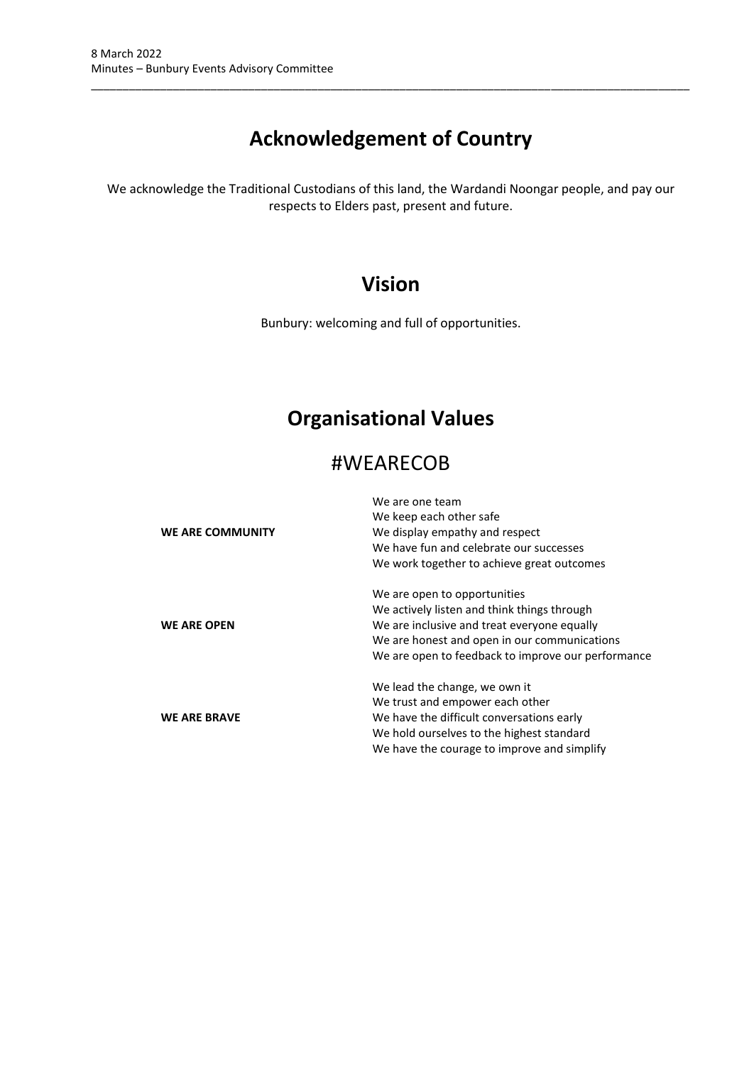# Acknowledgement of Country

We acknowledge the Traditional Custodians of this land, the Wardandi Noongar people, and pay our respects to Elders past, present and future.

# Vision

Bunbury: welcoming and full of opportunities.

# Organisational Values

## #WEARECOB

| | |
|---|---|
| **WE ARE COMMUNITY** | We are one team<br>We keep each other safe<br>We display empathy and respect<br>We have fun and celebrate our successes<br>We work together to achieve great outcomes |
| **WE ARE OPEN** | We are open to opportunities<br>We actively listen and think things through<br>We are inclusive and treat everyone equally<br>We are honest and open in our communications<br>We are open to feedback to improve our performance |
| **WE ARE BRAVE** | We lead the change, we own it<br>We trust and empower each other<br>We have the difficult conversations early<br>We hold ourselves to the highest standard<br>We have the courage to improve and simplify |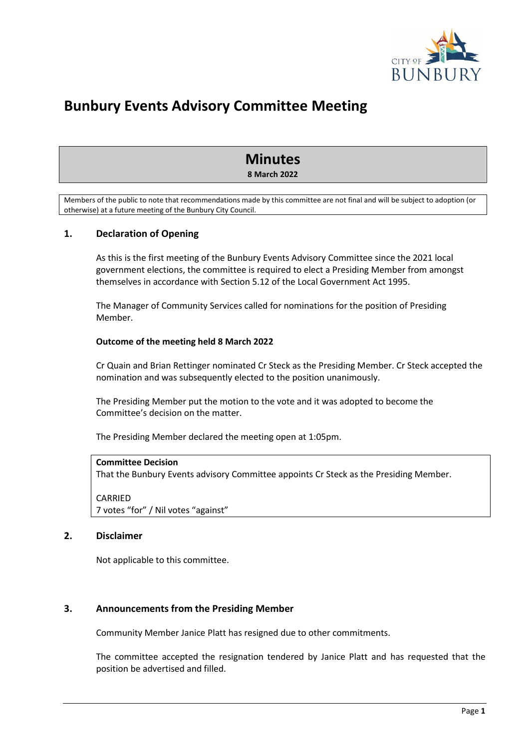# Bunbury Events Advisory Committee Meeting

## Minutes

**8 March 2022**

Members of the public to note that recommendations made by this committee are not final and will be subject to adoption (or otherwise) at a future meeting of the Bunbury City Council.

## 1. Declaration of Opening

As this is the first meeting of the Bunbury Events Advisory Committee since the 2021 local government elections, the committee is required to elect a Presiding Member from amongst themselves in accordance with Section 5.12 of the Local Government Act 1995.

The Manager of Community Services called for nominations for the position of Presiding Member.

**Outcome of the meeting held 8 March 2022**

Cr Quain and Brian Rettinger nominated Cr Steck as the Presiding Member. Cr Steck accepted the nomination and was subsequently elected to the position unanimously.

The Presiding Member put the motion to the vote and it was adopted to become the Committee's decision on the matter.

The Presiding Member declared the meeting open at 1:05pm.

**Committee Decision**

That the Bunbury Events advisory Committee appoints Cr Steck as the Presiding Member.

CARRIED
7 votes "for" / Nil votes "against"

## 2. Disclaimer

Not applicable to this committee.

## 3. Announcements from the Presiding Member

Community Member Janice Platt has resigned due to other commitments.

The committee accepted the resignation tendered by Janice Platt and has requested that the position be advertised and filled.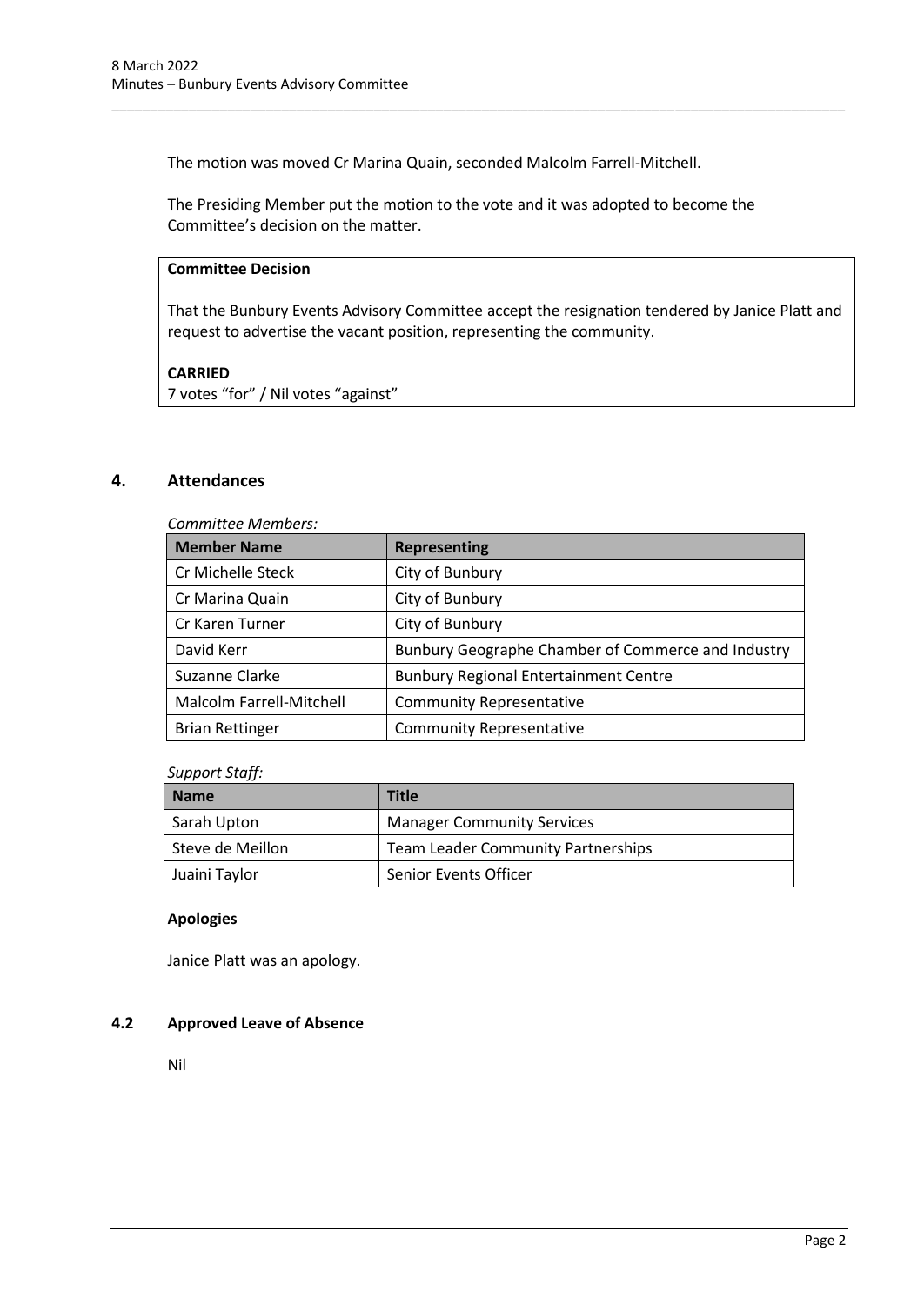The motion was moved Cr Marina Quain, seconded Malcolm Farrell-Mitchell.

The Presiding Member put the motion to the vote and it was adopted to become the Committee's decision on the matter.

> **Committee Decision**
>
> That the Bunbury Events Advisory Committee accept the resignation tendered by Janice Platt and request to advertise the vacant position, representing the community.
>
> **CARRIED**
> 7 votes "for" / Nil votes "against"

## 4. Attendances

*Committee Members:*

| Member Name | Representing |
| --- | --- |
| Cr Michelle Steck | City of Bunbury |
| Cr Marina Quain | City of Bunbury |
| Cr Karen Turner | City of Bunbury |
| David Kerr | Bunbury Geographe Chamber of Commerce and Industry |
| Suzanne Clarke | Bunbury Regional Entertainment Centre |
| Malcolm Farrell-Mitchell | Community Representative |
| Brian Rettinger | Community Representative |

*Support Staff:*

| Name | Title |
| --- | --- |
| Sarah Upton | Manager Community Services |
| Steve de Meillon | Team Leader Community Partnerships |
| Juaini Taylor | Senior Events Officer |

**Apologies**

Janice Platt was an apology.

### 4.2 Approved Leave of Absence

Nil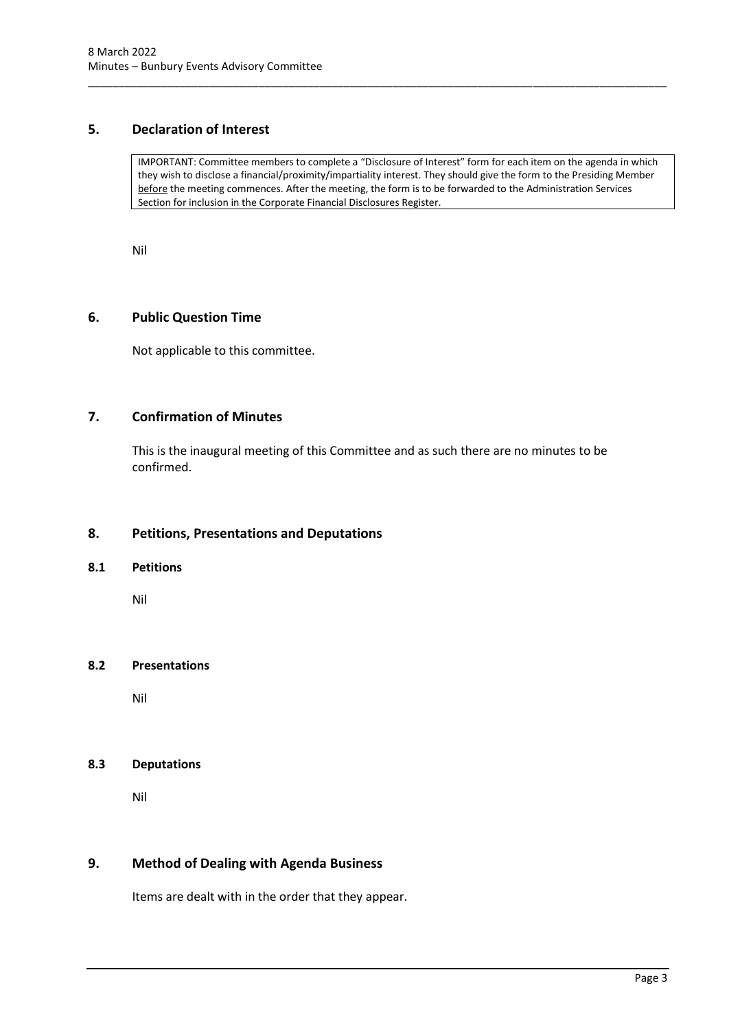## 5. Declaration of Interest

> IMPORTANT: Committee members to complete a "Disclosure of Interest" form for each item on the agenda in which they wish to disclose a financial/proximity/impartiality interest. They should give the form to the Presiding Member before the meeting commences. After the meeting, the form is to be forwarded to the Administration Services Section for inclusion in the Corporate Financial Disclosures Register.

Nil

## 6. Public Question Time

Not applicable to this committee.

## 7. Confirmation of Minutes

This is the inaugural meeting of this Committee and as such there are no minutes to be confirmed.

## 8. Petitions, Presentations and Deputations

### 8.1 Petitions

Nil

### 8.2 Presentations

Nil

### 8.3 Deputations

Nil

## 9. Method of Dealing with Agenda Business

Items are dealt with in the order that they appear.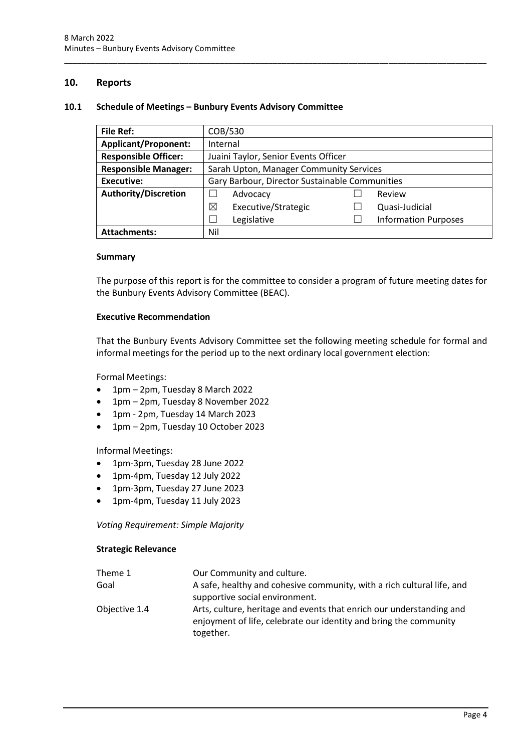## 10. Reports

### 10.1 Schedule of Meetings – Bunbury Events Advisory Committee

| **File Ref:** | COB/530 | | |
|---|---|---|---|
| **Applicant/Proponent:** | Internal | | |
| **Responsible Officer:** | Juaini Taylor, Senior Events Officer | | |
| **Responsible Manager:** | Sarah Upton, Manager Community Services | | |
| **Executive:** | Gary Barbour, Director Sustainable Communities | | |
| **Authority/Discretion** | ☐ Advocacy | ☐ Review | |
| | ☒ Executive/Strategic | ☐ Quasi-Judicial | |
| | ☐ Legislative | ☐ Information Purposes | |
| **Attachments:** | Nil | | |

#### Summary

The purpose of this report is for the committee to consider a program of future meeting dates for the Bunbury Events Advisory Committee (BEAC).

#### Executive Recommendation

That the Bunbury Events Advisory Committee set the following meeting schedule for formal and informal meetings for the period up to the next ordinary local government election:

Formal Meetings:

- 1pm – 2pm, Tuesday 8 March 2022
- 1pm – 2pm, Tuesday 8 November 2022
- 1pm - 2pm, Tuesday 14 March 2023
- 1pm – 2pm, Tuesday 10 October 2023

Informal Meetings:

- 1pm-3pm, Tuesday 28 June 2022
- 1pm-4pm, Tuesday 12 July 2022
- 1pm-3pm, Tuesday 27 June 2023
- 1pm-4pm, Tuesday 11 July 2023

*Voting Requirement: Simple Majority*

#### Strategic Relevance

| | |
|---|---|
| Theme 1 | Our Community and culture. |
| Goal | A safe, healthy and cohesive community, with a rich cultural life, and supportive social environment. |
| Objective 1.4 | Arts, culture, heritage and events that enrich our understanding and enjoyment of life, celebrate our identity and bring the community together. |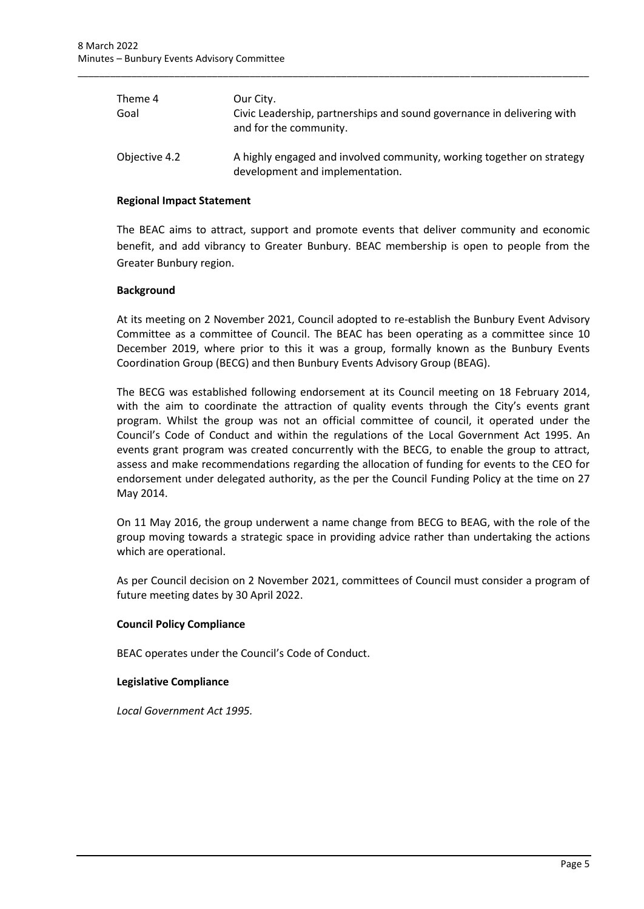| | |
|---|---|
| Theme 4 | Our City. |
| Goal | Civic Leadership, partnerships and sound governance in delivering with and for the community. |
| Objective 4.2 | A highly engaged and involved community, working together on strategy development and implementation. |

**Regional Impact Statement**

The BEAC aims to attract, support and promote events that deliver community and economic benefit, and add vibrancy to Greater Bunbury. BEAC membership is open to people from the Greater Bunbury region.

**Background**

At its meeting on 2 November 2021, Council adopted to re-establish the Bunbury Event Advisory Committee as a committee of Council. The BEAC has been operating as a committee since 10 December 2019, where prior to this it was a group, formally known as the Bunbury Events Coordination Group (BECG) and then Bunbury Events Advisory Group (BEAG).

The BECG was established following endorsement at its Council meeting on 18 February 2014, with the aim to coordinate the attraction of quality events through the City's events grant program. Whilst the group was not an official committee of council, it operated under the Council's Code of Conduct and within the regulations of the Local Government Act 1995. An events grant program was created concurrently with the BECG, to enable the group to attract, assess and make recommendations regarding the allocation of funding for events to the CEO for endorsement under delegated authority, as the per the Council Funding Policy at the time on 27 May 2014.

On 11 May 2016, the group underwent a name change from BECG to BEAG, with the role of the group moving towards a strategic space in providing advice rather than undertaking the actions which are operational.

As per Council decision on 2 November 2021, committees of Council must consider a program of future meeting dates by 30 April 2022.

**Council Policy Compliance**

BEAC operates under the Council's Code of Conduct.

**Legislative Compliance**

*Local Government Act 1995.*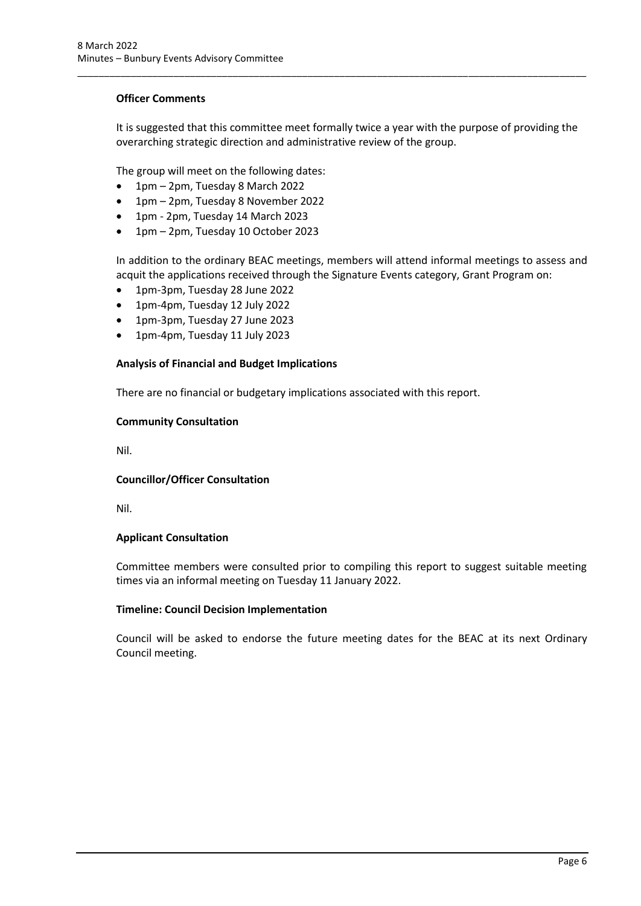**Officer Comments**

It is suggested that this committee meet formally twice a year with the purpose of providing the overarching strategic direction and administrative review of the group.

The group will meet on the following dates:

- 1pm – 2pm, Tuesday 8 March 2022
- 1pm – 2pm, Tuesday 8 November 2022
- 1pm - 2pm, Tuesday 14 March 2023
- 1pm – 2pm, Tuesday 10 October 2023

In addition to the ordinary BEAC meetings, members will attend informal meetings to assess and acquit the applications received through the Signature Events category, Grant Program on:

- 1pm-3pm, Tuesday 28 June 2022
- 1pm-4pm, Tuesday 12 July 2022
- 1pm-3pm, Tuesday 27 June 2023
- 1pm-4pm, Tuesday 11 July 2023

**Analysis of Financial and Budget Implications**

There are no financial or budgetary implications associated with this report.

**Community Consultation**

Nil.

**Councillor/Officer Consultation**

Nil.

**Applicant Consultation**

Committee members were consulted prior to compiling this report to suggest suitable meeting times via an informal meeting on Tuesday 11 January 2022.

**Timeline: Council Decision Implementation**

Council will be asked to endorse the future meeting dates for the BEAC at its next Ordinary Council meeting.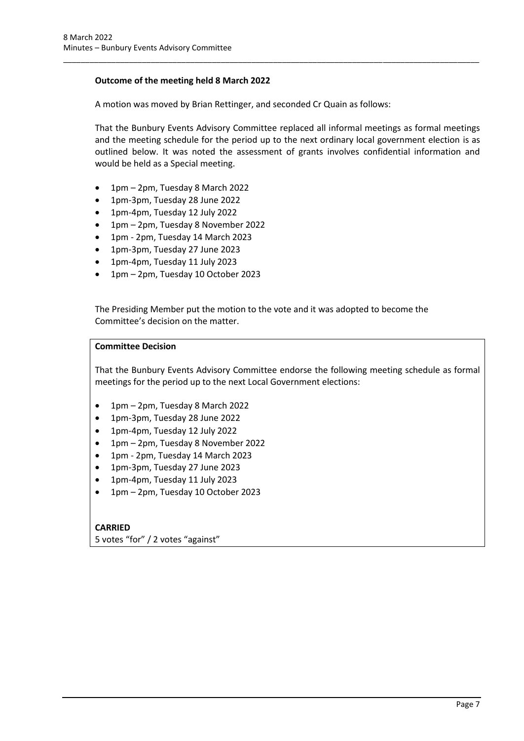**Outcome of the meeting held 8 March 2022**

A motion was moved by Brian Rettinger, and seconded Cr Quain as follows:

That the Bunbury Events Advisory Committee replaced all informal meetings as formal meetings and the meeting schedule for the period up to the next ordinary local government election is as outlined below. It was noted the assessment of grants involves confidential information and would be held as a Special meeting.

- 1pm – 2pm, Tuesday 8 March 2022
- 1pm-3pm, Tuesday 28 June 2022
- 1pm-4pm, Tuesday 12 July 2022
- 1pm – 2pm, Tuesday 8 November 2022
- 1pm - 2pm, Tuesday 14 March 2023
- 1pm-3pm, Tuesday 27 June 2023
- 1pm-4pm, Tuesday 11 July 2023
- 1pm – 2pm, Tuesday 10 October 2023

The Presiding Member put the motion to the vote and it was adopted to become the Committee's decision on the matter.

**Committee Decision**

That the Bunbury Events Advisory Committee endorse the following meeting schedule as formal meetings for the period up to the next Local Government elections:

- 1pm – 2pm, Tuesday 8 March 2022
- 1pm-3pm, Tuesday 28 June 2022
- 1pm-4pm, Tuesday 12 July 2022
- 1pm – 2pm, Tuesday 8 November 2022
- 1pm - 2pm, Tuesday 14 March 2023
- 1pm-3pm, Tuesday 27 June 2023
- 1pm-4pm, Tuesday 11 July 2023
- 1pm – 2pm, Tuesday 10 October 2023

**CARRIED**
5 votes "for" / 2 votes "against"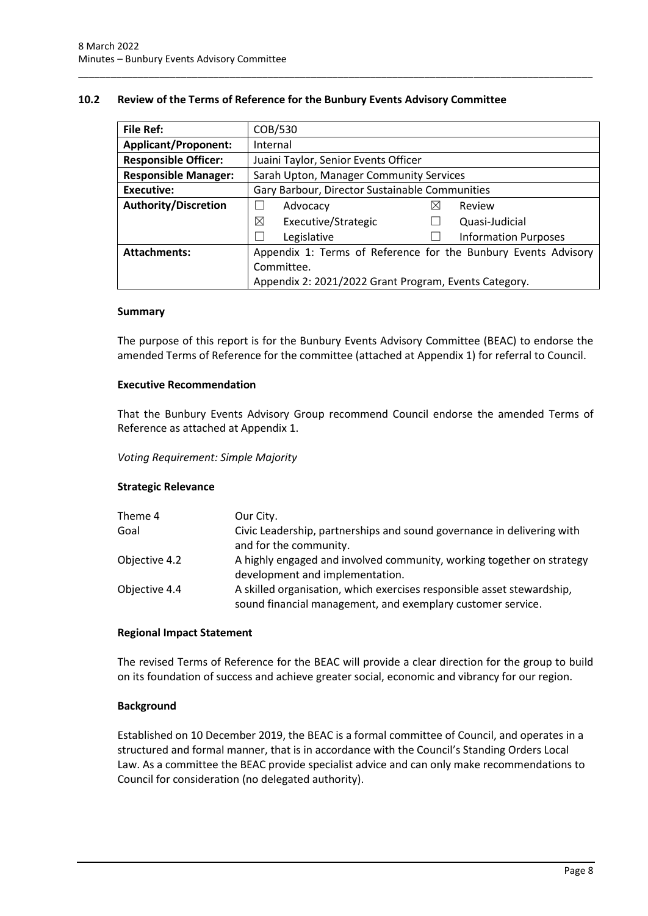## 10.2 Review of the Terms of Reference for the Bunbury Events Advisory Committee

| **File Ref:** | COB/530 |
|---|---|
| **Applicant/Proponent:** | Internal |
| **Responsible Officer:** | Juaini Taylor, Senior Events Officer |
| **Responsible Manager:** | Sarah Upton, Manager Community Services |
| **Executive:** | Gary Barbour, Director Sustainable Communities |
| **Authority/Discretion** | ☐ Advocacy ☒ Review<br>☒ Executive/Strategic ☐ Quasi-Judicial<br>☐ Legislative ☐ Information Purposes |
| **Attachments:** | Appendix 1: Terms of Reference for the Bunbury Events Advisory Committee.<br>Appendix 2: 2021/2022 Grant Program, Events Category. |

### Summary

The purpose of this report is for the Bunbury Events Advisory Committee (BEAC) to endorse the amended Terms of Reference for the committee (attached at Appendix 1) for referral to Council.

### Executive Recommendation

That the Bunbury Events Advisory Group recommend Council endorse the amended Terms of Reference as attached at Appendix 1.

*Voting Requirement: Simple Majority*

### Strategic Relevance

| | |
|---|---|
| Theme 4 | Our City. |
| Goal | Civic Leadership, partnerships and sound governance in delivering with and for the community. |
| Objective 4.2 | A highly engaged and involved community, working together on strategy development and implementation. |
| Objective 4.4 | A skilled organisation, which exercises responsible asset stewardship, sound financial management, and exemplary customer service. |

### Regional Impact Statement

The revised Terms of Reference for the BEAC will provide a clear direction for the group to build on its foundation of success and achieve greater social, economic and vibrancy for our region.

### Background

Established on 10 December 2019, the BEAC is a formal committee of Council, and operates in a structured and formal manner, that is in accordance with the Council's Standing Orders Local Law. As a committee the BEAC provide specialist advice and can only make recommendations to Council for consideration (no delegated authority).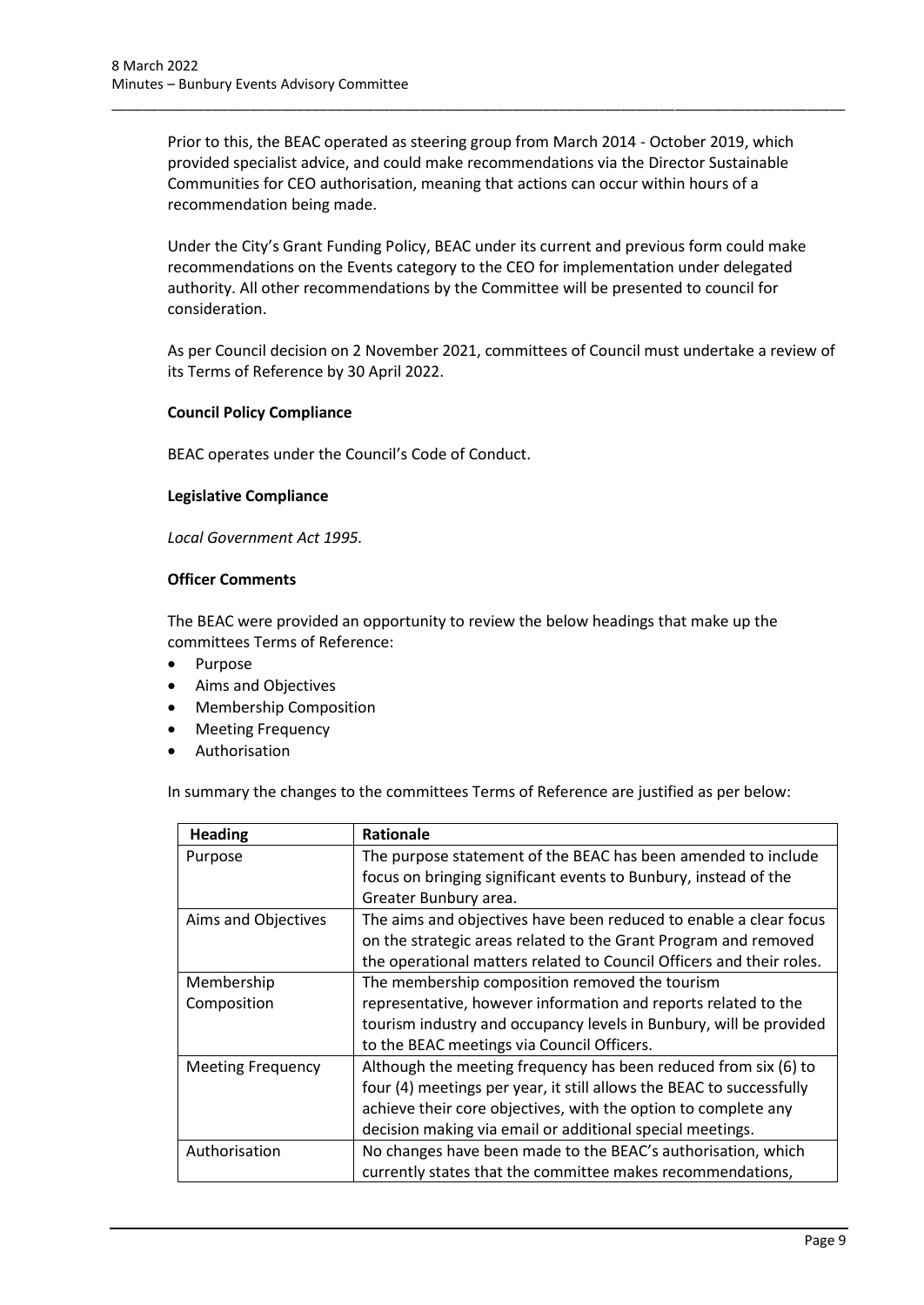Prior to this, the BEAC operated as steering group from March 2014 - October 2019, which provided specialist advice, and could make recommendations via the Director Sustainable Communities for CEO authorisation, meaning that actions can occur within hours of a recommendation being made.

Under the City's Grant Funding Policy, BEAC under its current and previous form could make recommendations on the Events category to the CEO for implementation under delegated authority. All other recommendations by the Committee will be presented to council for consideration.

As per Council decision on 2 November 2021, committees of Council must undertake a review of its Terms of Reference by 30 April 2022.

**Council Policy Compliance**

BEAC operates under the Council's Code of Conduct.

**Legislative Compliance**

*Local Government Act 1995.*

**Officer Comments**

The BEAC were provided an opportunity to review the below headings that make up the committees Terms of Reference:

- Purpose
- Aims and Objectives
- Membership Composition
- Meeting Frequency
- Authorisation

In summary the changes to the committees Terms of Reference are justified as per below:

| Heading | Rationale |
|---|---|
| Purpose | The purpose statement of the BEAC has been amended to include focus on bringing significant events to Bunbury, instead of the Greater Bunbury area. |
| Aims and Objectives | The aims and objectives have been reduced to enable a clear focus on the strategic areas related to the Grant Program and removed the operational matters related to Council Officers and their roles. |
| Membership Composition | The membership composition removed the tourism representative, however information and reports related to the tourism industry and occupancy levels in Bunbury, will be provided to the BEAC meetings via Council Officers. |
| Meeting Frequency | Although the meeting frequency has been reduced from six (6) to four (4) meetings per year, it still allows the BEAC to successfully achieve their core objectives, with the option to complete any decision making via email or additional special meetings. |
| Authorisation | No changes have been made to the BEAC's authorisation, which currently states that the committee makes recommendations, |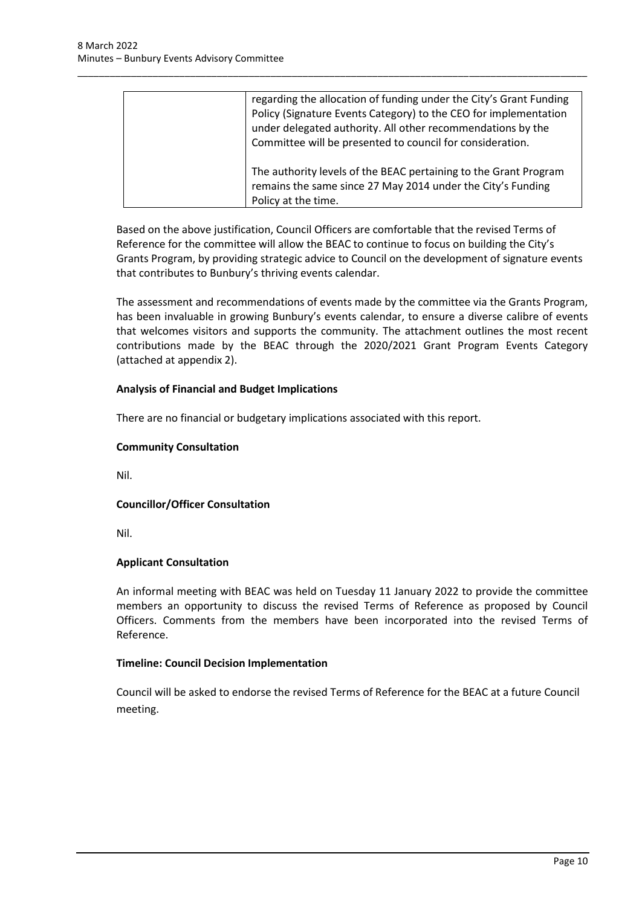| | |
|---|---|
| | regarding the allocation of funding under the City's Grant Funding Policy (Signature Events Category) to the CEO for implementation under delegated authority. All other recommendations by the Committee will be presented to council for consideration.<br><br>The authority levels of the BEAC pertaining to the Grant Program remains the same since 27 May 2014 under the City's Funding Policy at the time. |

Based on the above justification, Council Officers are comfortable that the revised Terms of Reference for the committee will allow the BEAC to continue to focus on building the City's Grants Program, by providing strategic advice to Council on the development of signature events that contributes to Bunbury's thriving events calendar.

The assessment and recommendations of events made by the committee via the Grants Program, has been invaluable in growing Bunbury's events calendar, to ensure a diverse calibre of events that welcomes visitors and supports the community. The attachment outlines the most recent contributions made by the BEAC through the 2020/2021 Grant Program Events Category (attached at appendix 2).

**Analysis of Financial and Budget Implications**

There are no financial or budgetary implications associated with this report.

**Community Consultation**

Nil.

**Councillor/Officer Consultation**

Nil.

**Applicant Consultation**

An informal meeting with BEAC was held on Tuesday 11 January 2022 to provide the committee members an opportunity to discuss the revised Terms of Reference as proposed by Council Officers. Comments from the members have been incorporated into the revised Terms of Reference.

**Timeline: Council Decision Implementation**

Council will be asked to endorse the revised Terms of Reference for the BEAC at a future Council meeting.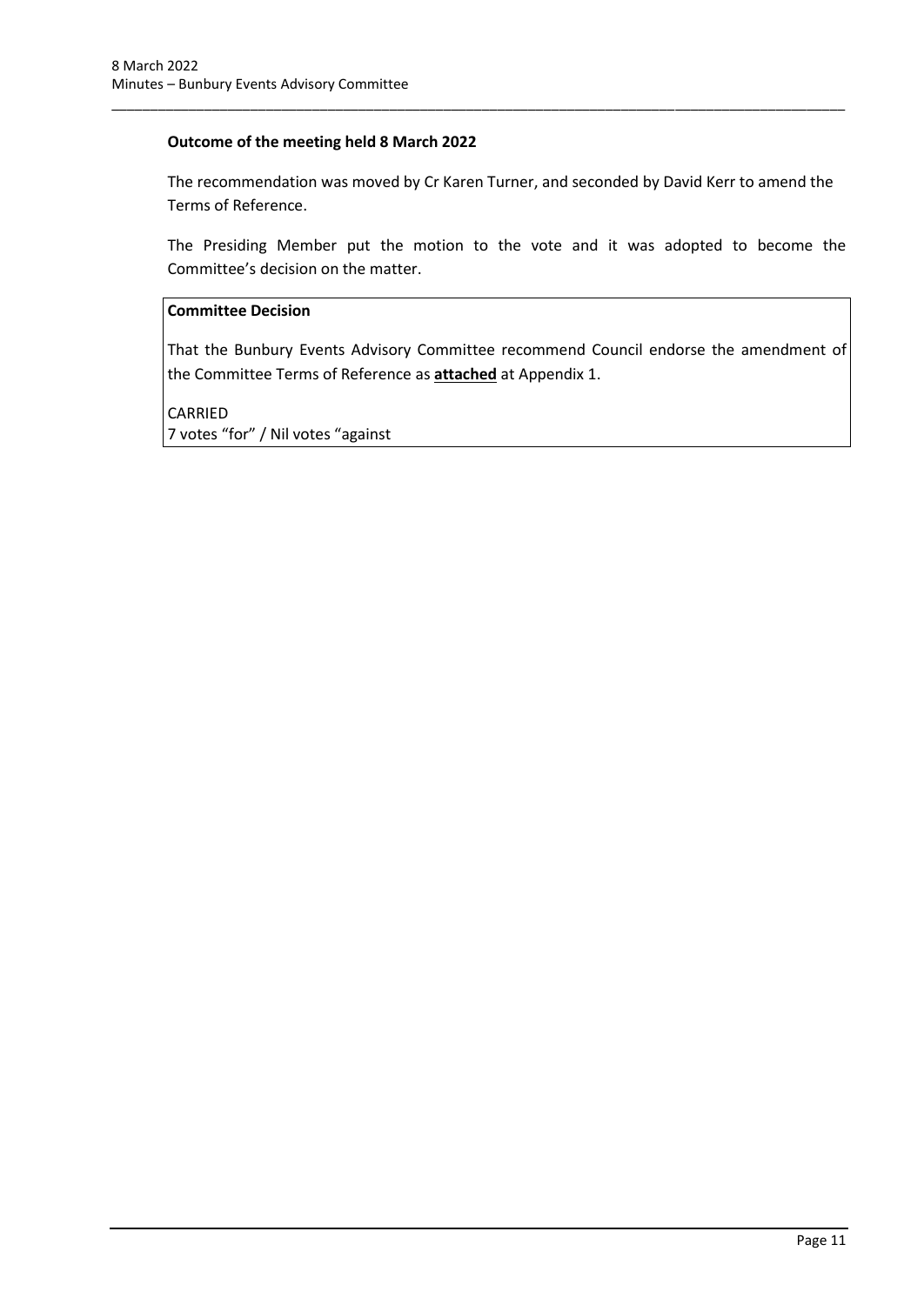**Outcome of the meeting held 8 March 2022**

The recommendation was moved by Cr Karen Turner, and seconded by David Kerr to amend the Terms of Reference.

The Presiding Member put the motion to the vote and it was adopted to become the Committee's decision on the matter.

| **Committee Decision** |
| --- |
| That the Bunbury Events Advisory Committee recommend Council endorse the amendment of the Committee Terms of Reference as **attached** at Appendix 1.<br><br>CARRIED<br>7 votes "for" / Nil votes "against |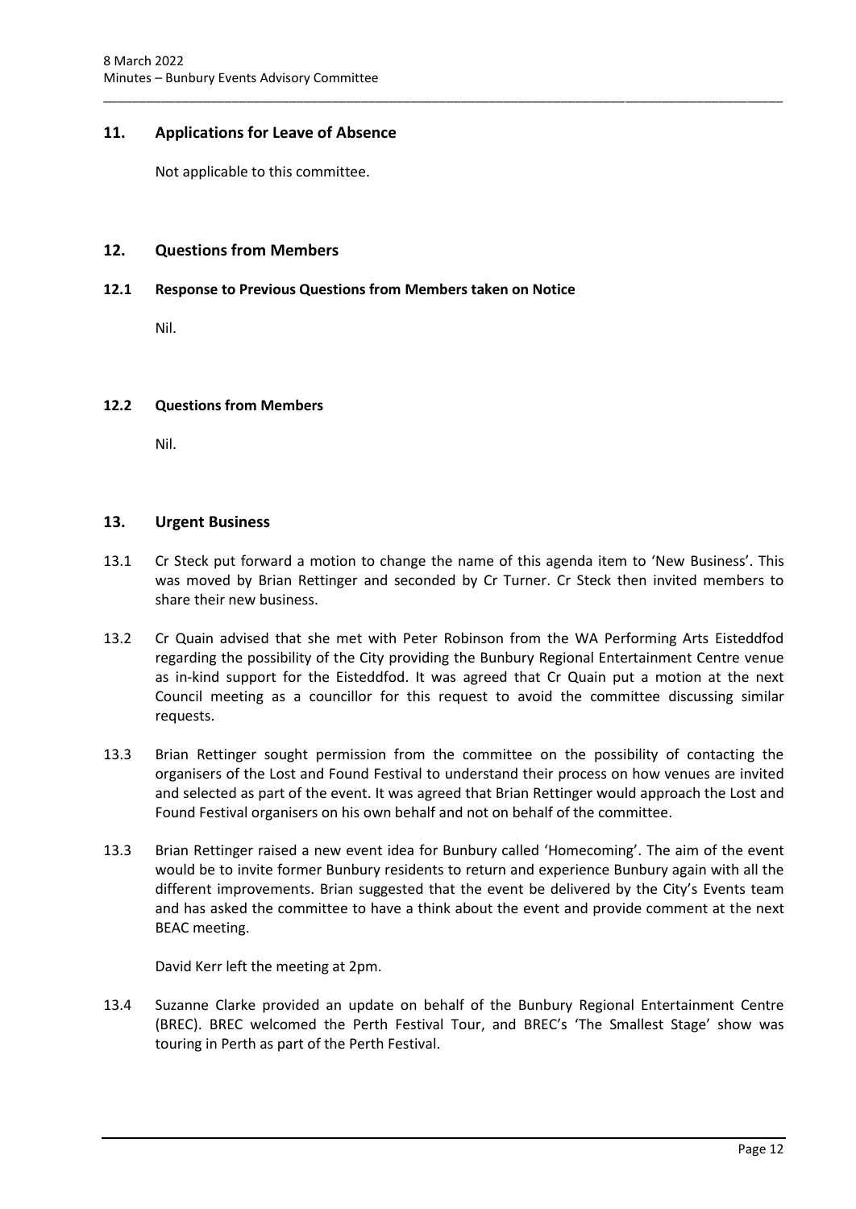## 11. Applications for Leave of Absence

Not applicable to this committee.

## 12. Questions from Members

### 12.1 Response to Previous Questions from Members taken on Notice

Nil.

### 12.2 Questions from Members

Nil.

## 13. Urgent Business

13.1 Cr Steck put forward a motion to change the name of this agenda item to 'New Business'. This was moved by Brian Rettinger and seconded by Cr Turner. Cr Steck then invited members to share their new business.

13.2 Cr Quain advised that she met with Peter Robinson from the WA Performing Arts Eisteddfod regarding the possibility of the City providing the Bunbury Regional Entertainment Centre venue as in-kind support for the Eisteddfod. It was agreed that Cr Quain put a motion at the next Council meeting as a councillor for this request to avoid the committee discussing similar requests.

13.3 Brian Rettinger sought permission from the committee on the possibility of contacting the organisers of the Lost and Found Festival to understand their process on how venues are invited and selected as part of the event. It was agreed that Brian Rettinger would approach the Lost and Found Festival organisers on his own behalf and not on behalf of the committee.

13.3 Brian Rettinger raised a new event idea for Bunbury called 'Homecoming'. The aim of the event would be to invite former Bunbury residents to return and experience Bunbury again with all the different improvements. Brian suggested that the event be delivered by the City's Events team and has asked the committee to have a think about the event and provide comment at the next BEAC meeting.

David Kerr left the meeting at 2pm.

13.4 Suzanne Clarke provided an update on behalf of the Bunbury Regional Entertainment Centre (BREC). BREC welcomed the Perth Festival Tour, and BREC's 'The Smallest Stage' show was touring in Perth as part of the Perth Festival.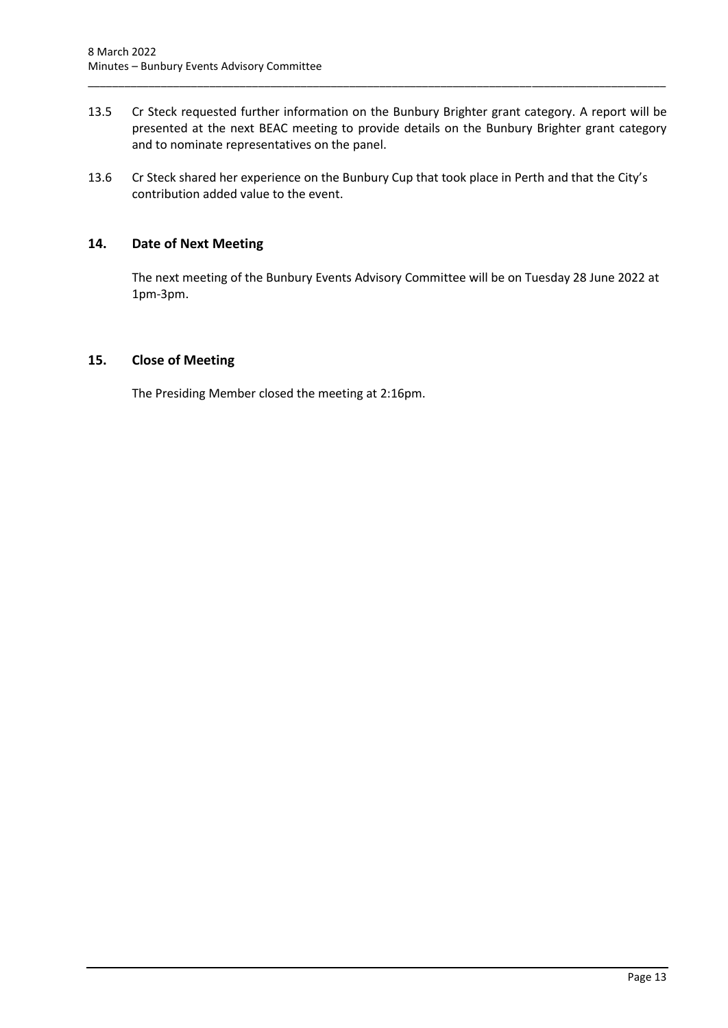13.5 Cr Steck requested further information on the Bunbury Brighter grant category. A report will be presented at the next BEAC meeting to provide details on the Bunbury Brighter grant category and to nominate representatives on the panel.

13.6 Cr Steck shared her experience on the Bunbury Cup that took place in Perth and that the City's contribution added value to the event.

## 14. Date of Next Meeting

The next meeting of the Bunbury Events Advisory Committee will be on Tuesday 28 June 2022 at 1pm-3pm.

## 15. Close of Meeting

The Presiding Member closed the meeting at 2:16pm.